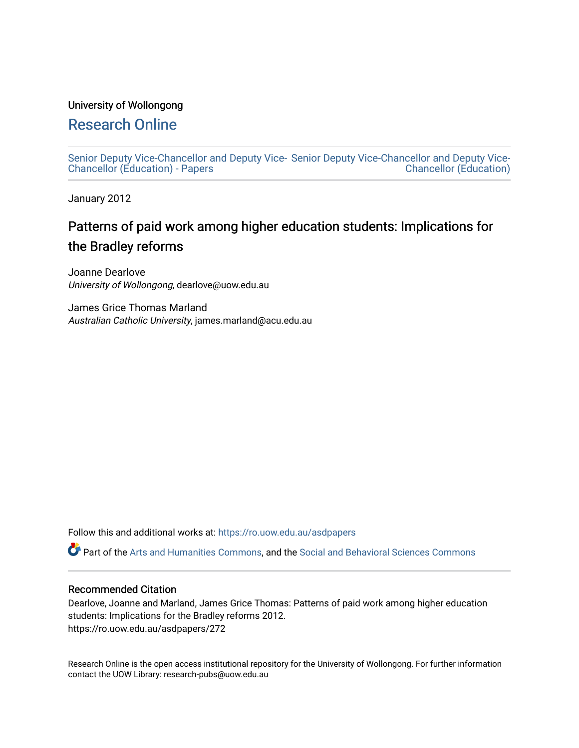University of Wollongong

# Research Online

Senior Deputy Vice-Chancellor and Deputy Vice-Chancellor (Education) - Papers

Senior Deputy Vice-Chancellor and Deputy Vice-Chancellor (Education)

January 2012

## Patterns of paid work among higher education students: Implications for the Bradley reforms

Joanne Dearlove
*University of Wollongong*, dearlove@uow.edu.au

James Grice Thomas Marland
*Australian Catholic University*, james.marland@acu.edu.au

Follow this and additional works at: https://ro.uow.edu.au/asdpapers

Part of the Arts and Humanities Commons, and the Social and Behavioral Sciences Commons

### Recommended Citation

Dearlove, Joanne and Marland, James Grice Thomas: Patterns of paid work among higher education students: Implications for the Bradley reforms 2012.
https://ro.uow.edu.au/asdpapers/272

Research Online is the open access institutional repository for the University of Wollongong. For further information contact the UOW Library: research-pubs@uow.edu.au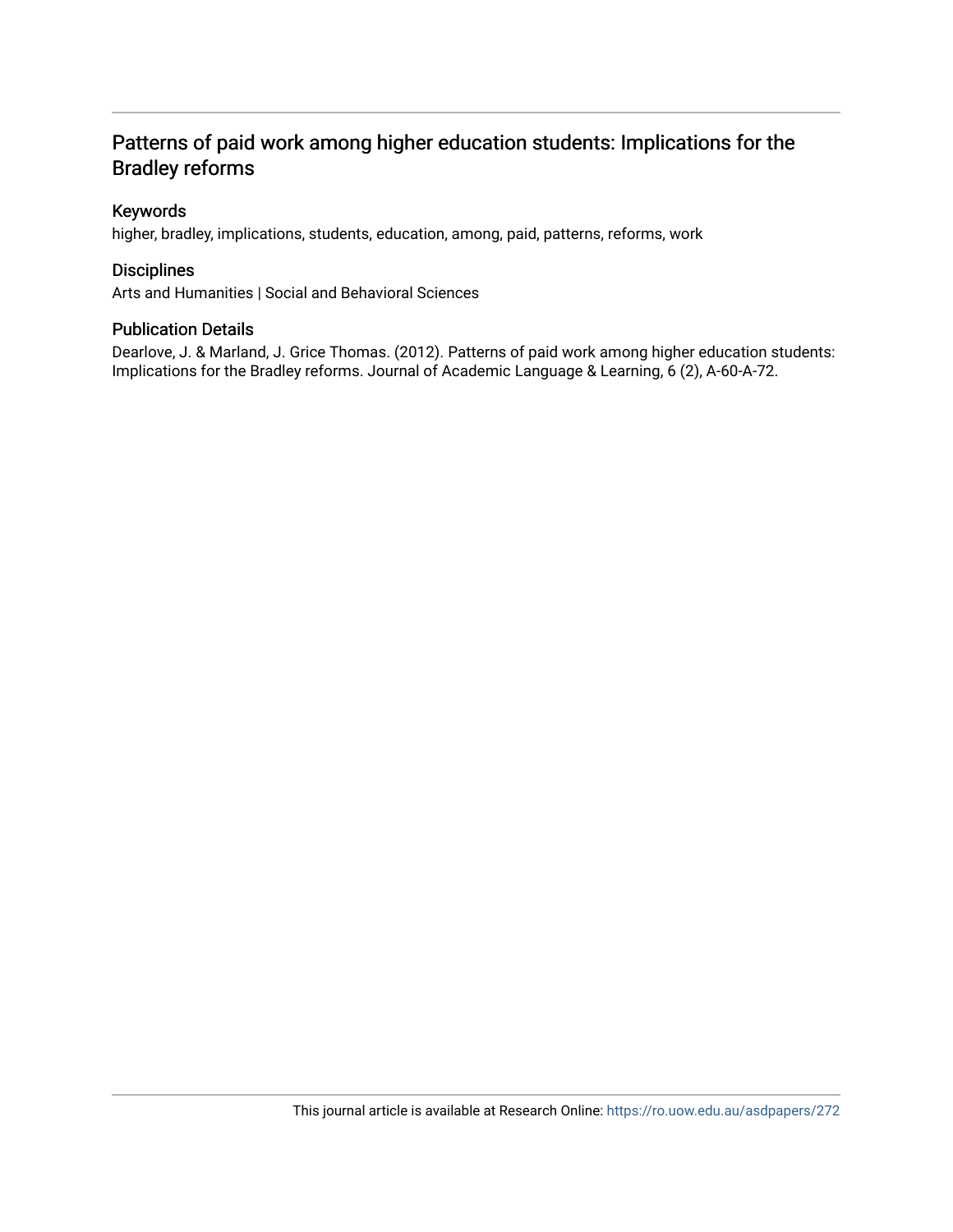# Patterns of paid work among higher education students: Implications for the Bradley reforms

## Keywords

higher, bradley, implications, students, education, among, paid, patterns, reforms, work

## Disciplines

Arts and Humanities | Social and Behavioral Sciences

## Publication Details

Dearlove, J. & Marland, J. Grice Thomas. (2012). Patterns of paid work among higher education students: Implications for the Bradley reforms. Journal of Academic Language & Learning, 6 (2), A-60-A-72.

This journal article is available at Research Online: https://ro.uow.edu.au/asdpapers/272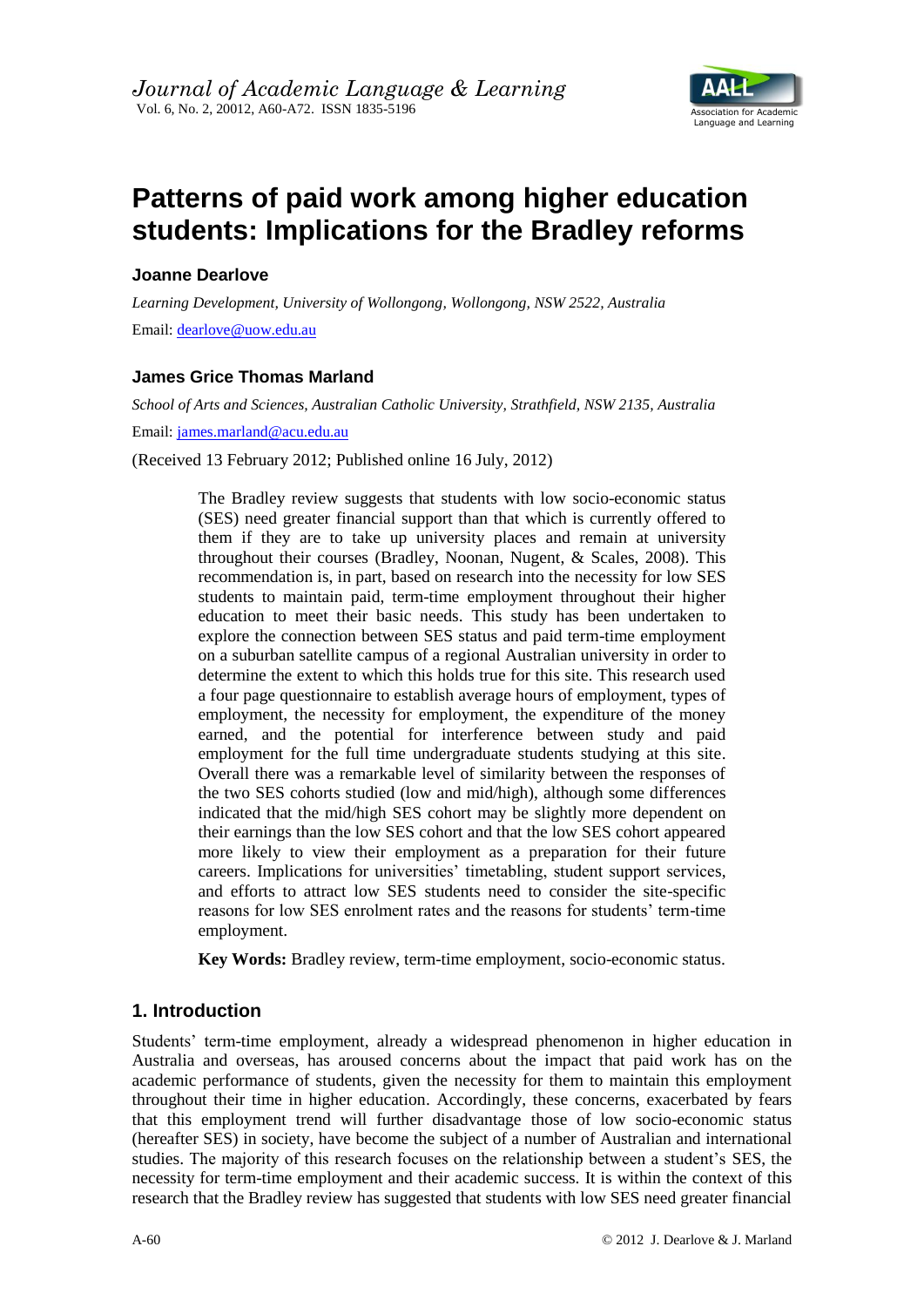# Patterns of paid work among higher education students: Implications for the Bradley reforms

**Joanne Dearlove**

*Learning Development, University of Wollongong, Wollongong, NSW 2522, Australia*

Email: dearlove@uow.edu.au

**James Grice Thomas Marland**

*School of Arts and Sciences, Australian Catholic University, Strathfield, NSW 2135, Australia*

Email: james.marland@acu.edu.au

(Received 13 February 2012; Published online 16 July, 2012)

> The Bradley review suggests that students with low socio-economic status (SES) need greater financial support than that which is currently offered to them if they are to take up university places and remain at university throughout their courses (Bradley, Noonan, Nugent, & Scales, 2008). This recommendation is, in part, based on research into the necessity for low SES students to maintain paid, term-time employment throughout their higher education to meet their basic needs. This study has been undertaken to explore the connection between SES status and paid term-time employment on a suburban satellite campus of a regional Australian university in order to determine the extent to which this holds true for this site. This research used a four page questionnaire to establish average hours of employment, types of employment, the necessity for employment, the expenditure of the money earned, and the potential for interference between study and paid employment for the full time undergraduate students studying at this site. Overall there was a remarkable level of similarity between the responses of the two SES cohorts studied (low and mid/high), although some differences indicated that the mid/high SES cohort may be slightly more dependent on their earnings than the low SES cohort and that the low SES cohort appeared more likely to view their employment as a preparation for their future careers. Implications for universities' timetabling, student support services, and efforts to attract low SES students need to consider the site-specific reasons for low SES enrolment rates and the reasons for students' term-time employment.
>
> **Key Words:** Bradley review, term-time employment, socio-economic status.

## 1. Introduction

Students' term-time employment, already a widespread phenomenon in higher education in Australia and overseas, has aroused concerns about the impact that paid work has on the academic performance of students, given the necessity for them to maintain this employment throughout their time in higher education. Accordingly, these concerns, exacerbated by fears that this employment trend will further disadvantage those of low socio-economic status (hereafter SES) in society, have become the subject of a number of Australian and international studies. The majority of this research focuses on the relationship between a student's SES, the necessity for term-time employment and their academic success. It is within the context of this research that the Bradley review has suggested that students with low SES need greater financial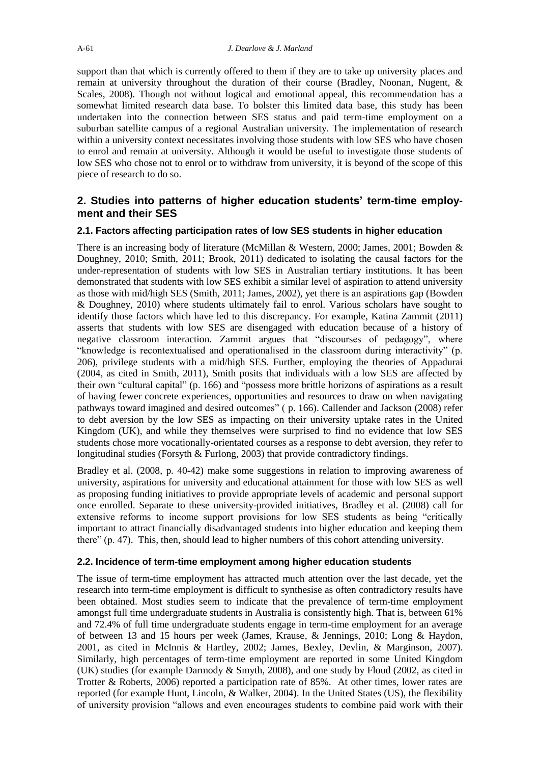support than that which is currently offered to them if they are to take up university places and remain at university throughout the duration of their course (Bradley, Noonan, Nugent, & Scales, 2008). Though not without logical and emotional appeal, this recommendation has a somewhat limited research data base. To bolster this limited data base, this study has been undertaken into the connection between SES status and paid term-time employment on a suburban satellite campus of a regional Australian university. The implementation of research within a university context necessitates involving those students with low SES who have chosen to enrol and remain at university. Although it would be useful to investigate those students of low SES who chose not to enrol or to withdraw from university, it is beyond of the scope of this piece of research to do so.

## 2. Studies into patterns of higher education students' term-time employment and their SES

### 2.1. Factors affecting participation rates of low SES students in higher education

There is an increasing body of literature (McMillan & Western, 2000; James, 2001; Bowden & Doughney, 2010; Smith, 2011; Brook, 2011) dedicated to isolating the causal factors for the under-representation of students with low SES in Australian tertiary institutions. It has been demonstrated that students with low SES exhibit a similar level of aspiration to attend university as those with mid/high SES (Smith, 2011; James, 2002), yet there is an aspirations gap (Bowden & Doughney, 2010) where students ultimately fail to enrol. Various scholars have sought to identify those factors which have led to this discrepancy. For example, Katina Zammit (2011) asserts that students with low SES are disengaged with education because of a history of negative classroom interaction. Zammit argues that "discourses of pedagogy", where "knowledge is recontextualised and operationalised in the classroom during interactivity" (p. 206), privilege students with a mid/high SES. Further, employing the theories of Appadurai (2004, as cited in Smith, 2011), Smith posits that individuals with a low SES are affected by their own "cultural capital" (p. 166) and "possess more brittle horizons of aspirations as a result of having fewer concrete experiences, opportunities and resources to draw on when navigating pathways toward imagined and desired outcomes" ( p. 166). Callender and Jackson (2008) refer to debt aversion by the low SES as impacting on their university uptake rates in the United Kingdom (UK), and while they themselves were surprised to find no evidence that low SES students chose more vocationally-orientated courses as a response to debt aversion, they refer to longitudinal studies (Forsyth & Furlong, 2003) that provide contradictory findings.

Bradley et al. (2008, p. 40-42) make some suggestions in relation to improving awareness of university, aspirations for university and educational attainment for those with low SES as well as proposing funding initiatives to provide appropriate levels of academic and personal support once enrolled. Separate to these university-provided initiatives, Bradley et al. (2008) call for extensive reforms to income support provisions for low SES students as being "critically important to attract financially disadvantaged students into higher education and keeping them there" (p. 47). This, then, should lead to higher numbers of this cohort attending university.

### 2.2. Incidence of term-time employment among higher education students

The issue of term-time employment has attracted much attention over the last decade, yet the research into term-time employment is difficult to synthesise as often contradictory results have been obtained. Most studies seem to indicate that the prevalence of term-time employment amongst full time undergraduate students in Australia is consistently high. That is, between 61% and 72.4% of full time undergraduate students engage in term-time employment for an average of between 13 and 15 hours per week (James, Krause, & Jennings, 2010; Long & Haydon, 2001, as cited in McInnis & Hartley, 2002; James, Bexley, Devlin, & Marginson, 2007). Similarly, high percentages of term-time employment are reported in some United Kingdom (UK) studies (for example Darmody & Smyth, 2008), and one study by Floud (2002, as cited in Trotter & Roberts, 2006) reported a participation rate of 85%. At other times, lower rates are reported (for example Hunt, Lincoln, & Walker, 2004). In the United States (US), the flexibility of university provision "allows and even encourages students to combine paid work with their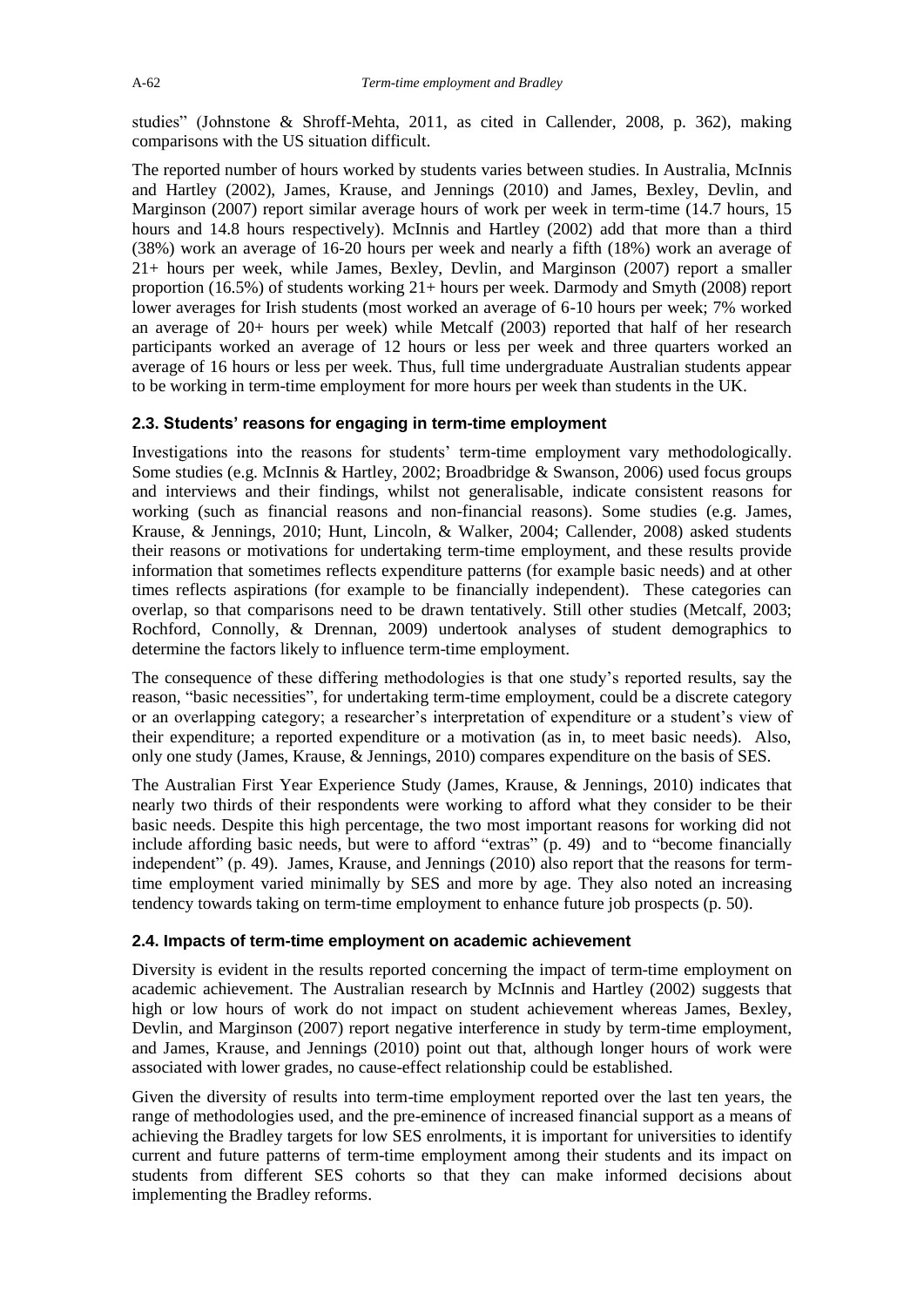studies" (Johnstone & Shroff-Mehta, 2011, as cited in Callender, 2008, p. 362), making comparisons with the US situation difficult.

The reported number of hours worked by students varies between studies. In Australia, McInnis and Hartley (2002), James, Krause, and Jennings (2010) and James, Bexley, Devlin, and Marginson (2007) report similar average hours of work per week in term-time (14.7 hours, 15 hours and 14.8 hours respectively). McInnis and Hartley (2002) add that more than a third (38%) work an average of 16-20 hours per week and nearly a fifth (18%) work an average of 21+ hours per week, while James, Bexley, Devlin, and Marginson (2007) report a smaller proportion (16.5%) of students working 21+ hours per week. Darmody and Smyth (2008) report lower averages for Irish students (most worked an average of 6-10 hours per week; 7% worked an average of 20+ hours per week) while Metcalf (2003) reported that half of her research participants worked an average of 12 hours or less per week and three quarters worked an average of 16 hours or less per week. Thus, full time undergraduate Australian students appear to be working in term-time employment for more hours per week than students in the UK.

### 2.3. Students' reasons for engaging in term-time employment

Investigations into the reasons for students' term-time employment vary methodologically. Some studies (e.g. McInnis & Hartley, 2002; Broadbridge & Swanson, 2006) used focus groups and interviews and their findings, whilst not generalisable, indicate consistent reasons for working (such as financial reasons and non-financial reasons). Some studies (e.g. James, Krause, & Jennings, 2010; Hunt, Lincoln, & Walker, 2004; Callender, 2008) asked students their reasons or motivations for undertaking term-time employment, and these results provide information that sometimes reflects expenditure patterns (for example basic needs) and at other times reflects aspirations (for example to be financially independent). These categories can overlap, so that comparisons need to be drawn tentatively. Still other studies (Metcalf, 2003; Rochford, Connolly, & Drennan, 2009) undertook analyses of student demographics to determine the factors likely to influence term-time employment.

The consequence of these differing methodologies is that one study's reported results, say the reason, "basic necessities", for undertaking term-time employment, could be a discrete category or an overlapping category; a researcher's interpretation of expenditure or a student's view of their expenditure; a reported expenditure or a motivation (as in, to meet basic needs). Also, only one study (James, Krause, & Jennings, 2010) compares expenditure on the basis of SES.

The Australian First Year Experience Study (James, Krause, & Jennings, 2010) indicates that nearly two thirds of their respondents were working to afford what they consider to be their basic needs. Despite this high percentage, the two most important reasons for working did not include affording basic needs, but were to afford "extras" (p. 49) and to "become financially independent" (p. 49). James, Krause, and Jennings (2010) also report that the reasons for term-time employment varied minimally by SES and more by age. They also noted an increasing tendency towards taking on term-time employment to enhance future job prospects (p. 50).

### 2.4. Impacts of term-time employment on academic achievement

Diversity is evident in the results reported concerning the impact of term-time employment on academic achievement. The Australian research by McInnis and Hartley (2002) suggests that high or low hours of work do not impact on student achievement whereas James, Bexley, Devlin, and Marginson (2007) report negative interference in study by term-time employment, and James, Krause, and Jennings (2010) point out that, although longer hours of work were associated with lower grades, no cause-effect relationship could be established.

Given the diversity of results into term-time employment reported over the last ten years, the range of methodologies used, and the pre-eminence of increased financial support as a means of achieving the Bradley targets for low SES enrolments, it is important for universities to identify current and future patterns of term-time employment among their students and its impact on students from different SES cohorts so that they can make informed decisions about implementing the Bradley reforms.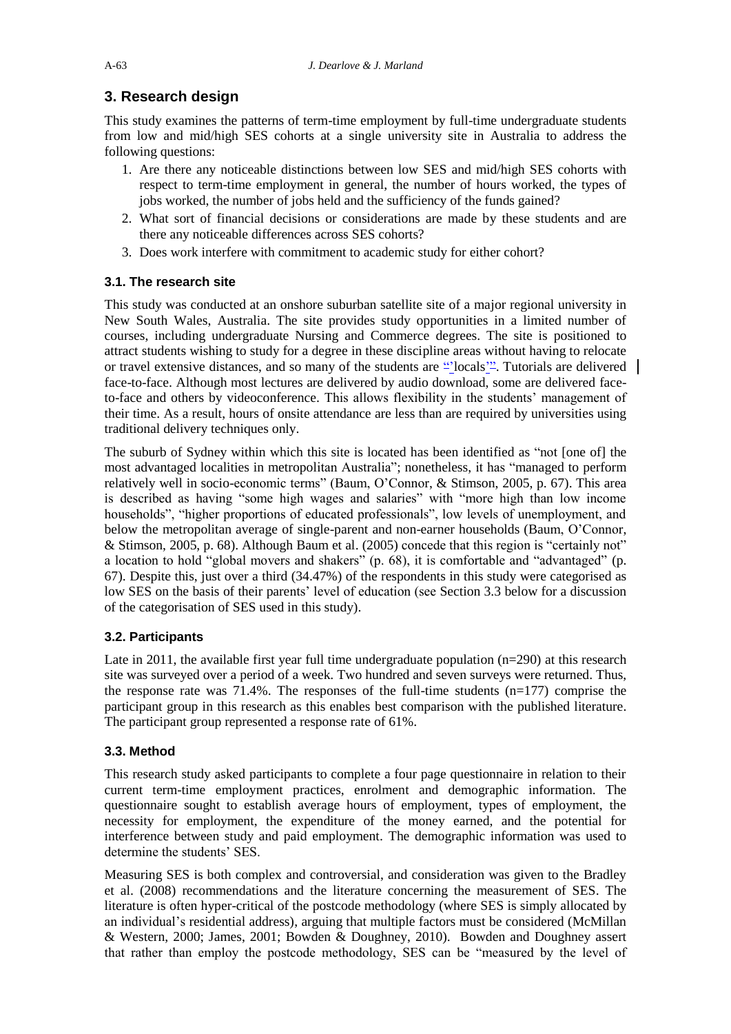## 3. Research design

This study examines the patterns of term-time employment by full-time undergraduate students from low and mid/high SES cohorts at a single university site in Australia to address the following questions:

1. Are there any noticeable distinctions between low SES and mid/high SES cohorts with respect to term-time employment in general, the number of hours worked, the types of jobs worked, the number of jobs held and the sufficiency of the funds gained?
2. What sort of financial decisions or considerations are made by these students and are there any noticeable differences across SES cohorts?
3. Does work interfere with commitment to academic study for either cohort?

### 3.1. The research site

This study was conducted at an onshore suburban satellite site of a major regional university in New South Wales, Australia. The site provides study opportunities in a limited number of courses, including undergraduate Nursing and Commerce degrees. The site is positioned to attract students wishing to study for a degree in these discipline areas without having to relocate or travel extensive distances, and so many of the students are "locals". Tutorials are delivered face-to-face. Although most lectures are delivered by audio download, some are delivered face-to-face and others by videoconference. This allows flexibility in the students' management of their time. As a result, hours of onsite attendance are less than are required by universities using traditional delivery techniques only.

The suburb of Sydney within which this site is located has been identified as "not [one of] the most advantaged localities in metropolitan Australia"; nonetheless, it has "managed to perform relatively well in socio-economic terms" (Baum, O'Connor, & Stimson, 2005, p. 67). This area is described as having "some high wages and salaries" with "more high than low income households", "higher proportions of educated professionals", low levels of unemployment, and below the metropolitan average of single-parent and non-earner households (Baum, O'Connor, & Stimson, 2005, p. 68). Although Baum et al. (2005) concede that this region is "certainly not" a location to hold "global movers and shakers" (p. 68), it is comfortable and "advantaged" (p. 67). Despite this, just over a third (34.47%) of the respondents in this study were categorised as low SES on the basis of their parents' level of education (see Section 3.3 below for a discussion of the categorisation of SES used in this study).

### 3.2. Participants

Late in 2011, the available first year full time undergraduate population (n=290) at this research site was surveyed over a period of a week. Two hundred and seven surveys were returned. Thus, the response rate was 71.4%. The responses of the full-time students (n=177) comprise the participant group in this research as this enables best comparison with the published literature. The participant group represented a response rate of 61%.

### 3.3. Method

This research study asked participants to complete a four page questionnaire in relation to their current term-time employment practices, enrolment and demographic information. The questionnaire sought to establish average hours of employment, types of employment, the necessity for employment, the expenditure of the money earned, and the potential for interference between study and paid employment. The demographic information was used to determine the students' SES.

Measuring SES is both complex and controversial, and consideration was given to the Bradley et al. (2008) recommendations and the literature concerning the measurement of SES. The literature is often hyper-critical of the postcode methodology (where SES is simply allocated by an individual's residential address), arguing that multiple factors must be considered (McMillan & Western, 2000; James, 2001; Bowden & Doughney, 2010). Bowden and Doughney assert that rather than employ the postcode methodology, SES can be "measured by the level of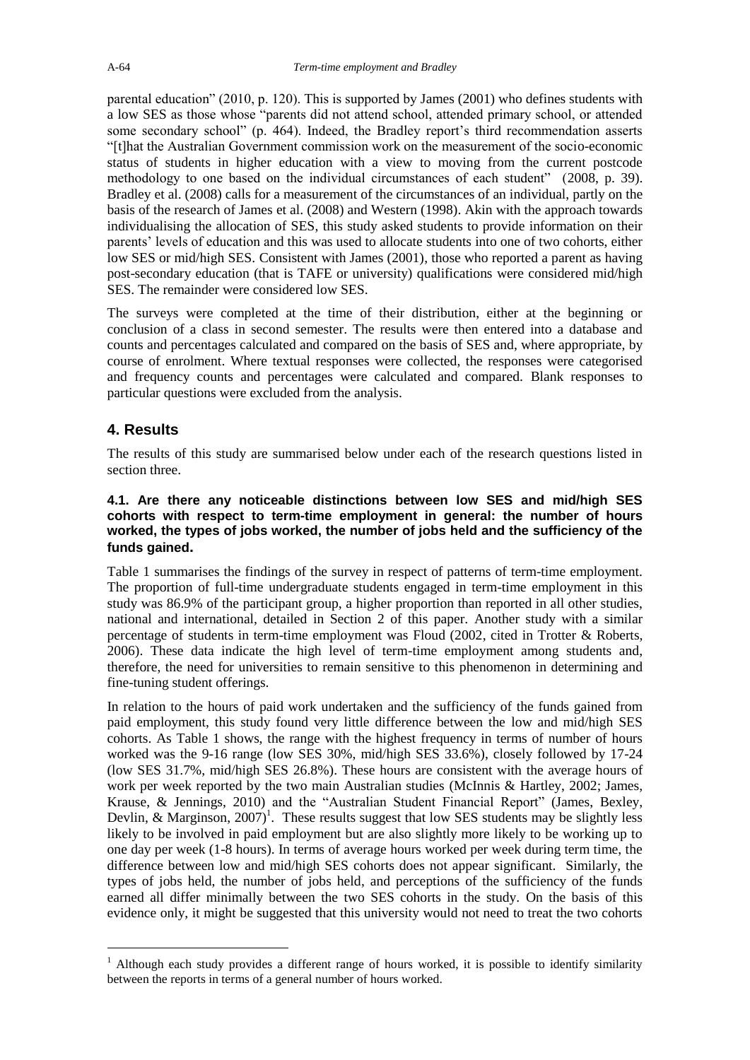parental education" (2010, p. 120). This is supported by James (2001) who defines students with a low SES as those whose "parents did not attend school, attended primary school, or attended some secondary school" (p. 464). Indeed, the Bradley report's third recommendation asserts "[t]hat the Australian Government commission work on the measurement of the socio-economic status of students in higher education with a view to moving from the current postcode methodology to one based on the individual circumstances of each student" (2008, p. 39). Bradley et al. (2008) calls for a measurement of the circumstances of an individual, partly on the basis of the research of James et al. (2008) and Western (1998). Akin with the approach towards individualising the allocation of SES, this study asked students to provide information on their parents' levels of education and this was used to allocate students into one of two cohorts, either low SES or mid/high SES. Consistent with James (2001), those who reported a parent as having post-secondary education (that is TAFE or university) qualifications were considered mid/high SES. The remainder were considered low SES.

The surveys were completed at the time of their distribution, either at the beginning or conclusion of a class in second semester. The results were then entered into a database and counts and percentages calculated and compared on the basis of SES and, where appropriate, by course of enrolment. Where textual responses were collected, the responses were categorised and frequency counts and percentages were calculated and compared. Blank responses to particular questions were excluded from the analysis.

## 4. Results

The results of this study are summarised below under each of the research questions listed in section three.

### 4.1. Are there any noticeable distinctions between low SES and mid/high SES cohorts with respect to term-time employment in general: the number of hours worked, the types of jobs worked, the number of jobs held and the sufficiency of the funds gained.

Table 1 summarises the findings of the survey in respect of patterns of term-time employment. The proportion of full-time undergraduate students engaged in term-time employment in this study was 86.9% of the participant group, a higher proportion than reported in all other studies, national and international, detailed in Section 2 of this paper. Another study with a similar percentage of students in term-time employment was Floud (2002, cited in Trotter & Roberts, 2006). These data indicate the high level of term-time employment among students and, therefore, the need for universities to remain sensitive to this phenomenon in determining and fine-tuning student offerings.

In relation to the hours of paid work undertaken and the sufficiency of the funds gained from paid employment, this study found very little difference between the low and mid/high SES cohorts. As Table 1 shows, the range with the highest frequency in terms of number of hours worked was the 9-16 range (low SES 30%, mid/high SES 33.6%), closely followed by 17-24 (low SES 31.7%, mid/high SES 26.8%). These hours are consistent with the average hours of work per week reported by the two main Australian studies (McInnis & Hartley, 2002; James, Krause, & Jennings, 2010) and the "Australian Student Financial Report" (James, Bexley, Devlin, & Marginson, 2007)[1]. These results suggest that low SES students may be slightly less likely to be involved in paid employment but are also slightly more likely to be working up to one day per week (1-8 hours). In terms of average hours worked per week during term time, the difference between low and mid/high SES cohorts does not appear significant. Similarly, the types of jobs held, the number of jobs held, and perceptions of the sufficiency of the funds earned all differ minimally between the two SES cohorts in the study. On the basis of this evidence only, it might be suggested that this university would not need to treat the two cohorts

[1] Although each study provides a different range of hours worked, it is possible to identify similarity between the reports in terms of a general number of hours worked.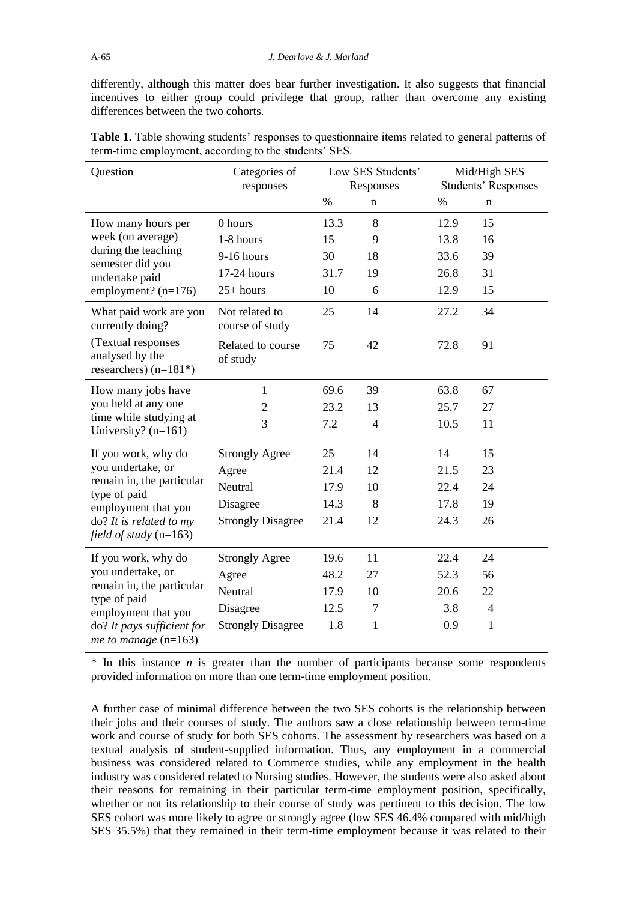differently, although this matter does bear further investigation. It also suggests that financial incentives to either group could privilege that group, rather than overcome any existing differences between the two cohorts.

**Table 1.** Table showing students' responses to questionnaire items related to general patterns of term-time employment, according to the students' SES.

| Question | Categories of responses | Low SES Students' Responses | | Mid/High SES Students' Responses | |
|---|---|---|---|---|---|
| | | % | n | % | n |
| How many hours per week (on average) during the teaching semester did you undertake paid employment? (n=176) | 0 hours | 13.3 | 8 | 12.9 | 15 |
| | 1-8 hours | 15 | 9 | 13.8 | 16 |
| | 9-16 hours | 30 | 18 | 33.6 | 39 |
| | 17-24 hours | 31.7 | 19 | 26.8 | 31 |
| | 25+ hours | 10 | 6 | 12.9 | 15 |
| What paid work are you currently doing? (Textual responses analysed by the researchers) (n=181*) | Not related to course of study | 25 | 14 | 27.2 | 34 |
| | Related to course of study | 75 | 42 | 72.8 | 91 |
| How many jobs have you held at any one time while studying at University? (n=161) | 1 | 69.6 | 39 | 63.8 | 67 |
| | 2 | 23.2 | 13 | 25.7 | 27 |
| | 3 | 7.2 | 4 | 10.5 | 11 |
| If you work, why do you undertake, or remain in, the particular type of paid employment that you do? *It is related to my field of study* (n=163) | Strongly Agree | 25 | 14 | 14 | 15 |
| | Agree | 21.4 | 12 | 21.5 | 23 |
| | Neutral | 17.9 | 10 | 22.4 | 24 |
| | Disagree | 14.3 | 8 | 17.8 | 19 |
| | Strongly Disagree | 21.4 | 12 | 24.3 | 26 |
| If you work, why do you undertake, or remain in, the particular type of paid employment that you do? *It pays sufficient for me to manage* (n=163) | Strongly Agree | 19.6 | 11 | 22.4 | 24 |
| | Agree | 48.2 | 27 | 52.3 | 56 |
| | Neutral | 17.9 | 10 | 20.6 | 22 |
| | Disagree | 12.5 | 7 | 3.8 | 4 |
| | Strongly Disagree | 1.8 | 1 | 0.9 | 1 |

\* In this instance *n* is greater than the number of participants because some respondents provided information on more than one term-time employment position.

A further case of minimal difference between the two SES cohorts is the relationship between their jobs and their courses of study. The authors saw a close relationship between term-time work and course of study for both SES cohorts. The assessment by researchers was based on a textual analysis of student-supplied information. Thus, any employment in a commercial business was considered related to Commerce studies, while any employment in the health industry was considered related to Nursing studies. However, the students were also asked about their reasons for remaining in their particular term-time employment position, specifically, whether or not its relationship to their course of study was pertinent to this decision. The low SES cohort was more likely to agree or strongly agree (low SES 46.4% compared with mid/high SES 35.5%) that they remained in their term-time employment because it was related to their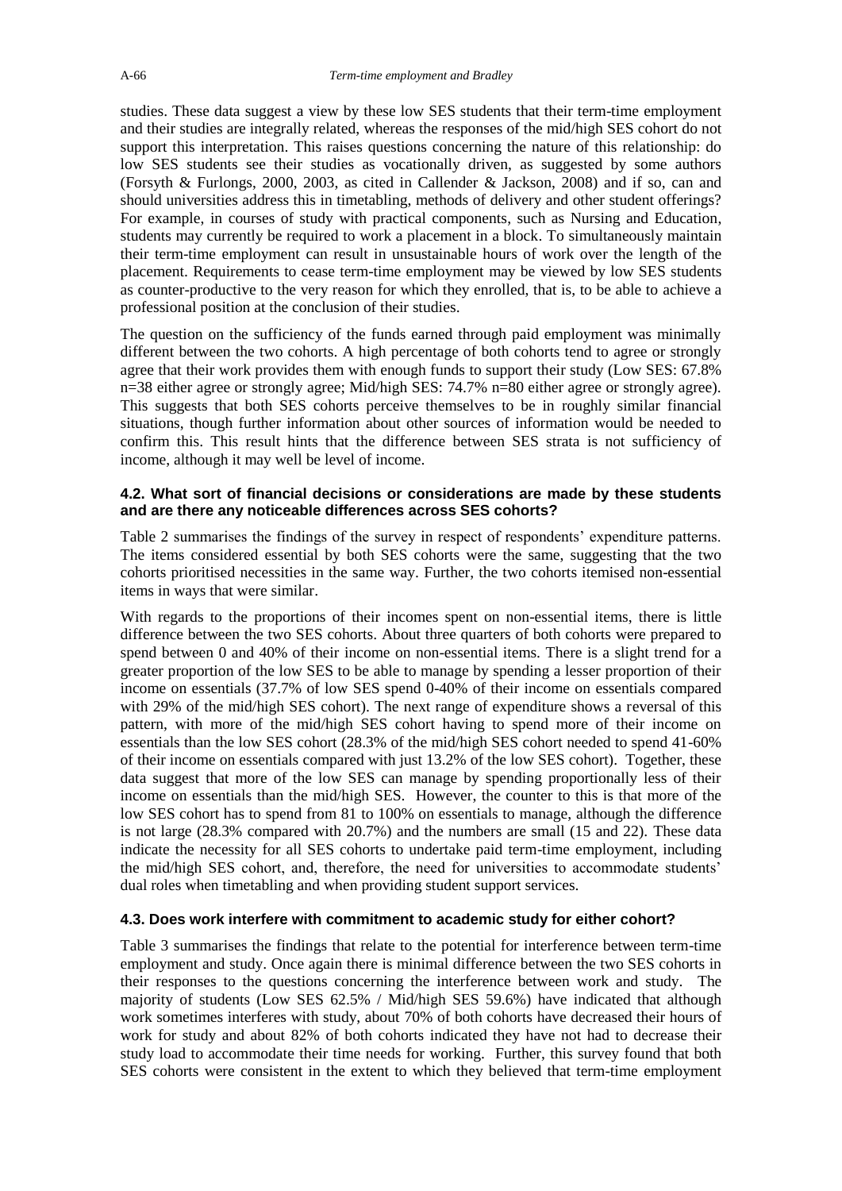studies. These data suggest a view by these low SES students that their term-time employment and their studies are integrally related, whereas the responses of the mid/high SES cohort do not support this interpretation. This raises questions concerning the nature of this relationship: do low SES students see their studies as vocationally driven, as suggested by some authors (Forsyth & Furlongs, 2000, 2003, as cited in Callender & Jackson, 2008) and if so, can and should universities address this in timetabling, methods of delivery and other student offerings? For example, in courses of study with practical components, such as Nursing and Education, students may currently be required to work a placement in a block. To simultaneously maintain their term-time employment can result in unsustainable hours of work over the length of the placement. Requirements to cease term-time employment may be viewed by low SES students as counter-productive to the very reason for which they enrolled, that is, to be able to achieve a professional position at the conclusion of their studies.

The question on the sufficiency of the funds earned through paid employment was minimally different between the two cohorts. A high percentage of both cohorts tend to agree or strongly agree that their work provides them with enough funds to support their study (Low SES: 67.8% n=38 either agree or strongly agree; Mid/high SES: 74.7% n=80 either agree or strongly agree). This suggests that both SES cohorts perceive themselves to be in roughly similar financial situations, though further information about other sources of information would be needed to confirm this. This result hints that the difference between SES strata is not sufficiency of income, although it may well be level of income.

### 4.2. What sort of financial decisions or considerations are made by these students and are there any noticeable differences across SES cohorts?

Table 2 summarises the findings of the survey in respect of respondents' expenditure patterns. The items considered essential by both SES cohorts were the same, suggesting that the two cohorts prioritised necessities in the same way. Further, the two cohorts itemised non-essential items in ways that were similar.

With regards to the proportions of their incomes spent on non-essential items, there is little difference between the two SES cohorts. About three quarters of both cohorts were prepared to spend between 0 and 40% of their income on non-essential items. There is a slight trend for a greater proportion of the low SES to be able to manage by spending a lesser proportion of their income on essentials (37.7% of low SES spend 0-40% of their income on essentials compared with 29% of the mid/high SES cohort). The next range of expenditure shows a reversal of this pattern, with more of the mid/high SES cohort having to spend more of their income on essentials than the low SES cohort (28.3% of the mid/high SES cohort needed to spend 41-60% of their income on essentials compared with just 13.2% of the low SES cohort). Together, these data suggest that more of the low SES can manage by spending proportionally less of their income on essentials than the mid/high SES. However, the counter to this is that more of the low SES cohort has to spend from 81 to 100% on essentials to manage, although the difference is not large (28.3% compared with 20.7%) and the numbers are small (15 and 22). These data indicate the necessity for all SES cohorts to undertake paid term-time employment, including the mid/high SES cohort, and, therefore, the need for universities to accommodate students' dual roles when timetabling and when providing student support services.

### 4.3. Does work interfere with commitment to academic study for either cohort?

Table 3 summarises the findings that relate to the potential for interference between term-time employment and study. Once again there is minimal difference between the two SES cohorts in their responses to the questions concerning the interference between work and study. The majority of students (Low SES 62.5% / Mid/high SES 59.6%) have indicated that although work sometimes interferes with study, about 70% of both cohorts have decreased their hours of work for study and about 82% of both cohorts indicated they have not had to decrease their study load to accommodate their time needs for working. Further, this survey found that both SES cohorts were consistent in the extent to which they believed that term-time employment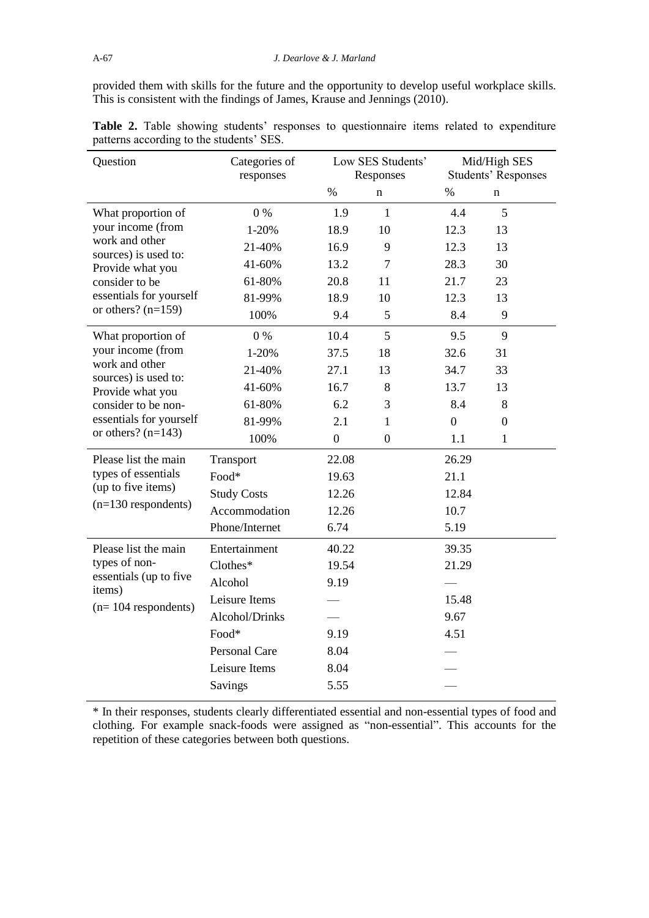provided them with skills for the future and the opportunity to develop useful workplace skills. This is consistent with the findings of James, Krause and Jennings (2010).

**Table 2.** Table showing students' responses to questionnaire items related to expenditure patterns according to the students' SES.

| Question | Categories of responses | Low SES Students' Responses | | Mid/High SES Students' Responses | |
|---|---|---|---|---|---|
| | | % | n | % | n |
| What proportion of your income (from work and other sources) is used to: Provide what you consider to be essentials for yourself or others? (n=159) | 0 % | 1.9 | 1 | 4.4 | 5 |
| | 1-20% | 18.9 | 10 | 12.3 | 13 |
| | 21-40% | 16.9 | 9 | 12.3 | 13 |
| | 41-60% | 13.2 | 7 | 28.3 | 30 |
| | 61-80% | 20.8 | 11 | 21.7 | 23 |
| | 81-99% | 18.9 | 10 | 12.3 | 13 |
| | 100% | 9.4 | 5 | 8.4 | 9 |
| What proportion of your income (from work and other sources) is used to: Provide what you consider to be non-essentials for yourself or others? (n=143) | 0 % | 10.4 | 5 | 9.5 | 9 |
| | 1-20% | 37.5 | 18 | 32.6 | 31 |
| | 21-40% | 27.1 | 13 | 34.7 | 33 |
| | 41-60% | 16.7 | 8 | 13.7 | 13 |
| | 61-80% | 6.2 | 3 | 8.4 | 8 |
| | 81-99% | 2.1 | 1 | 0 | 0 |
| | 100% | 0 | 0 | 1.1 | 1 |
| Please list the main types of essentials (up to five items) (n=130 respondents) | Transport | 22.08 | | 26.29 | |
| | Food* | 19.63 | | 21.1 | |
| | Study Costs | 12.26 | | 12.84 | |
| | Accommodation | 12.26 | | 10.7 | |
| | Phone/Internet | 6.74 | | 5.19 | |
| Please list the main types of non-essentials (up to five items) (n= 104 respondents) | Entertainment | 40.22 | | 39.35 | |
| | Clothes* | 19.54 | | 21.29 | |
| | Alcohol | 9.19 | | — | |
| | Leisure Items | — | | 15.48 | |
| | Alcohol/Drinks | — | | 9.67 | |
| | Food* | 9.19 | | 4.51 | |
| | Personal Care | 8.04 | | — | |
| | Leisure Items | 8.04 | | — | |
| | Savings | 5.55 | | — | |

\* In their responses, students clearly differentiated essential and non-essential types of food and clothing. For example snack-foods were assigned as "non-essential". This accounts for the repetition of these categories between both questions.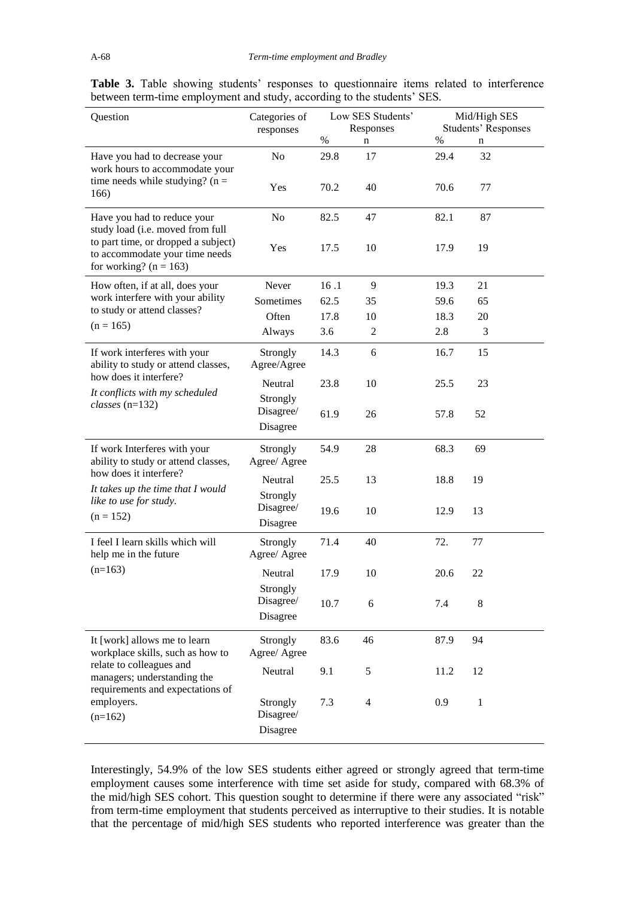**Table 3.** Table showing students' responses to questionnaire items related to interference between term-time employment and study, according to the students' SES.

| Question | Categories of responses | Low SES Students' Responses | | Mid/High SES Students' Responses | |
|---|---|---|---|---|---|
| | | % | n | % | n |
| Have you had to decrease your work hours to accommodate your time needs while studying? (n = 166) | No | 29.8 | 17 | 29.4 | 32 |
| | Yes | 70.2 | 40 | 70.6 | 77 |
| Have you had to reduce your study load (i.e. moved from full to part time, or dropped a subject) to accommodate your time needs for working? (n = 163) | No | 82.5 | 47 | 82.1 | 87 |
| | Yes | 17.5 | 10 | 17.9 | 19 |
| How often, if at all, does your work interfere with your ability to study or attend classes? (n = 165) | Never | 16 .1 | 9 | 19.3 | 21 |
| | Sometimes | 62.5 | 35 | 59.6 | 65 |
| | Often | 17.8 | 10 | 18.3 | 20 |
| | Always | 3.6 | 2 | 2.8 | 3 |
| If work interferes with your ability to study or attend classes, how does it interfere? *It conflicts with my scheduled classes* (n=132) | Strongly Agree/Agree | 14.3 | 6 | 16.7 | 15 |
| | Neutral | 23.8 | 10 | 25.5 | 23 |
| | Strongly Disagree/ Disagree | 61.9 | 26 | 57.8 | 52 |
| If work Interferes with your ability to study or attend classes, how does it interfere? *It takes up the time that I would like to use for study.* (n = 152) | Strongly Agree/ Agree | 54.9 | 28 | 68.3 | 69 |
| | Neutral | 25.5 | 13 | 18.8 | 19 |
| | Strongly Disagree/ Disagree | 19.6 | 10 | 12.9 | 13 |
| I feel I learn skills which will help me in the future (n=163) | Strongly Agree/ Agree | 71.4 | 40 | 72. | 77 |
| | Neutral | 17.9 | 10 | 20.6 | 22 |
| | Strongly Disagree/ Disagree | 10.7 | 6 | 7.4 | 8 |
| It [work] allows me to learn workplace skills, such as how to relate to colleagues and managers; understanding the requirements and expectations of employers. (n=162) | Strongly Agree/ Agree | 83.6 | 46 | 87.9 | 94 |
| | Neutral | 9.1 | 5 | 11.2 | 12 |
| | Strongly Disagree/ Disagree | 7.3 | 4 | 0.9 | 1 |

Interestingly, 54.9% of the low SES students either agreed or strongly agreed that term-time employment causes some interference with time set aside for study, compared with 68.3% of the mid/high SES cohort. This question sought to determine if there were any associated "risk" from term-time employment that students perceived as interruptive to their studies. It is notable that the percentage of mid/high SES students who reported interference was greater than the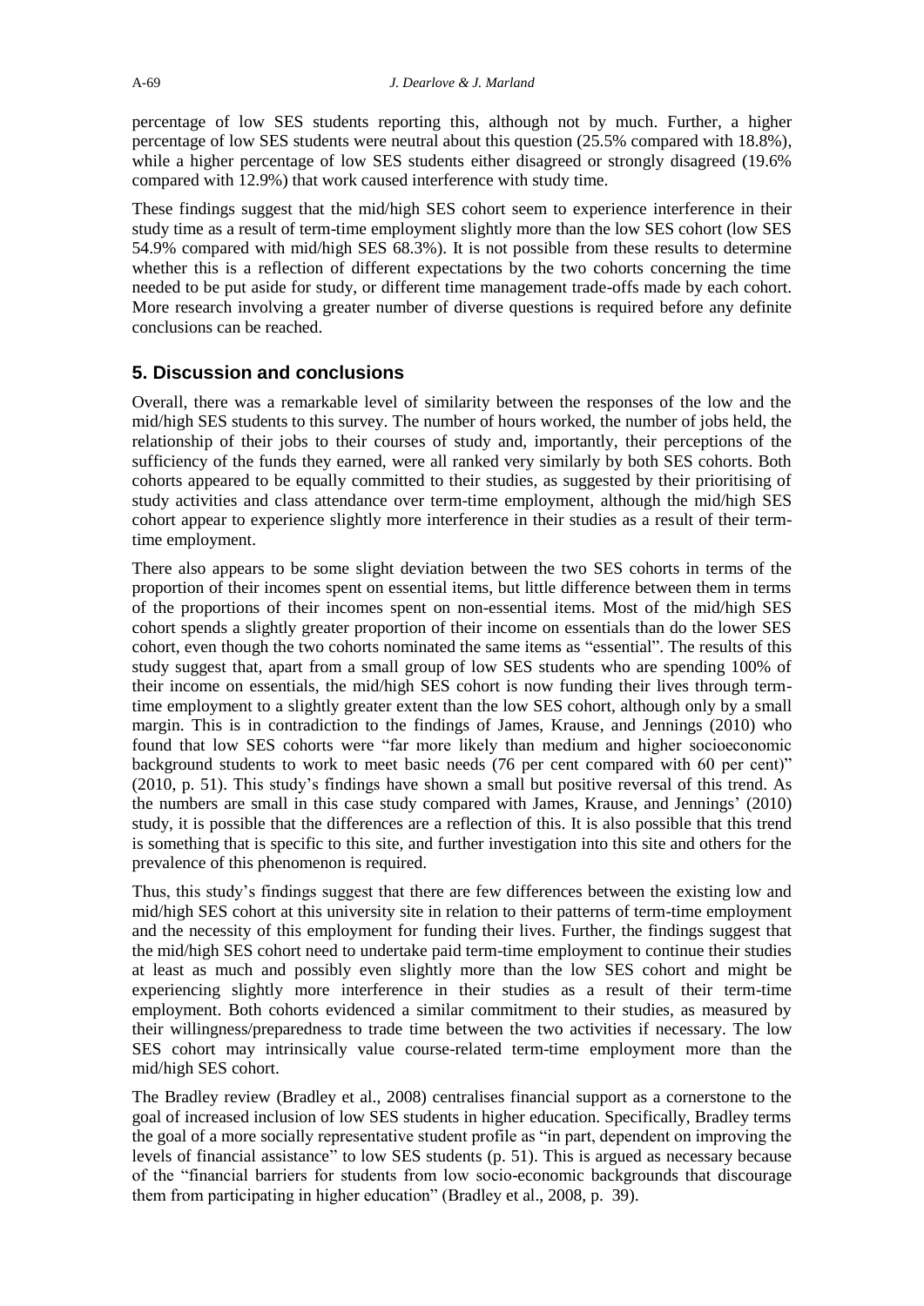percentage of low SES students reporting this, although not by much. Further, a higher percentage of low SES students were neutral about this question (25.5% compared with 18.8%), while a higher percentage of low SES students either disagreed or strongly disagreed (19.6% compared with 12.9%) that work caused interference with study time.

These findings suggest that the mid/high SES cohort seem to experience interference in their study time as a result of term-time employment slightly more than the low SES cohort (low SES 54.9% compared with mid/high SES 68.3%). It is not possible from these results to determine whether this is a reflection of different expectations by the two cohorts concerning the time needed to be put aside for study, or different time management trade-offs made by each cohort. More research involving a greater number of diverse questions is required before any definite conclusions can be reached.

## 5. Discussion and conclusions

Overall, there was a remarkable level of similarity between the responses of the low and the mid/high SES students to this survey. The number of hours worked, the number of jobs held, the relationship of their jobs to their courses of study and, importantly, their perceptions of the sufficiency of the funds they earned, were all ranked very similarly by both SES cohorts. Both cohorts appeared to be equally committed to their studies, as suggested by their prioritising of study activities and class attendance over term-time employment, although the mid/high SES cohort appear to experience slightly more interference in their studies as a result of their term-time employment.

There also appears to be some slight deviation between the two SES cohorts in terms of the proportion of their incomes spent on essential items, but little difference between them in terms of the proportions of their incomes spent on non-essential items. Most of the mid/high SES cohort spends a slightly greater proportion of their income on essentials than do the lower SES cohort, even though the two cohorts nominated the same items as "essential". The results of this study suggest that, apart from a small group of low SES students who are spending 100% of their income on essentials, the mid/high SES cohort is now funding their lives through term-time employment to a slightly greater extent than the low SES cohort, although only by a small margin. This is in contradiction to the findings of James, Krause, and Jennings (2010) who found that low SES cohorts were "far more likely than medium and higher socioeconomic background students to work to meet basic needs (76 per cent compared with 60 per cent)" (2010, p. 51). This study's findings have shown a small but positive reversal of this trend. As the numbers are small in this case study compared with James, Krause, and Jennings' (2010) study, it is possible that the differences are a reflection of this. It is also possible that this trend is something that is specific to this site, and further investigation into this site and others for the prevalence of this phenomenon is required.

Thus, this study's findings suggest that there are few differences between the existing low and mid/high SES cohort at this university site in relation to their patterns of term-time employment and the necessity of this employment for funding their lives. Further, the findings suggest that the mid/high SES cohort need to undertake paid term-time employment to continue their studies at least as much and possibly even slightly more than the low SES cohort and might be experiencing slightly more interference in their studies as a result of their term-time employment. Both cohorts evidenced a similar commitment to their studies, as measured by their willingness/preparedness to trade time between the two activities if necessary. The low SES cohort may intrinsically value course-related term-time employment more than the mid/high SES cohort.

The Bradley review (Bradley et al., 2008) centralises financial support as a cornerstone to the goal of increased inclusion of low SES students in higher education. Specifically, Bradley terms the goal of a more socially representative student profile as "in part, dependent on improving the levels of financial assistance" to low SES students (p. 51). This is argued as necessary because of the "financial barriers for students from low socio-economic backgrounds that discourage them from participating in higher education" (Bradley et al., 2008, p. 39).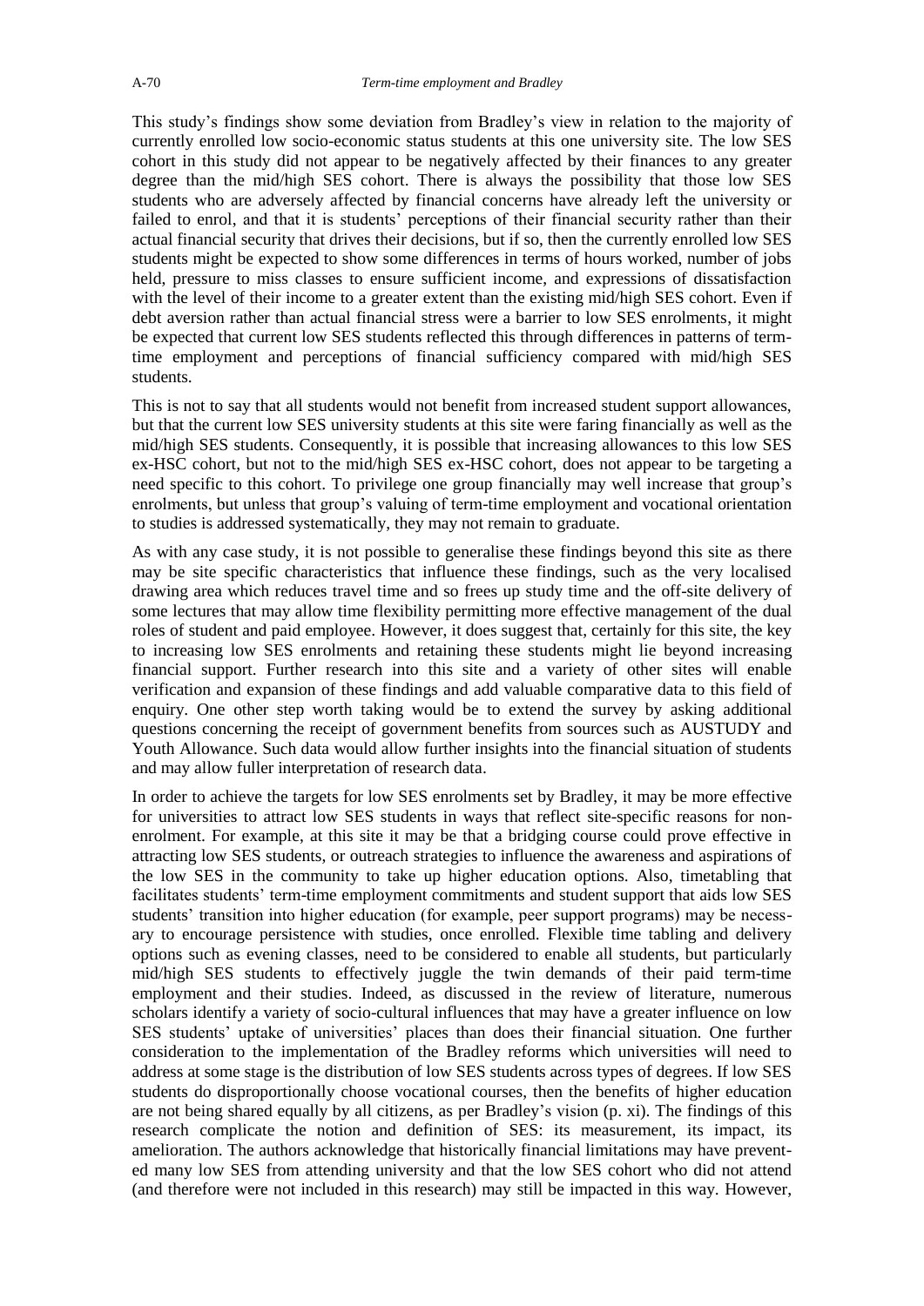This study's findings show some deviation from Bradley's view in relation to the majority of currently enrolled low socio-economic status students at this one university site. The low SES cohort in this study did not appear to be negatively affected by their finances to any greater degree than the mid/high SES cohort. There is always the possibility that those low SES students who are adversely affected by financial concerns have already left the university or failed to enrol, and that it is students' perceptions of their financial security rather than their actual financial security that drives their decisions, but if so, then the currently enrolled low SES students might be expected to show some differences in terms of hours worked, number of jobs held, pressure to miss classes to ensure sufficient income, and expressions of dissatisfaction with the level of their income to a greater extent than the existing mid/high SES cohort. Even if debt aversion rather than actual financial stress were a barrier to low SES enrolments, it might be expected that current low SES students reflected this through differences in patterns of term-time employment and perceptions of financial sufficiency compared with mid/high SES students.

This is not to say that all students would not benefit from increased student support allowances, but that the current low SES university students at this site were faring financially as well as the mid/high SES students. Consequently, it is possible that increasing allowances to this low SES ex-HSC cohort, but not to the mid/high SES ex-HSC cohort, does not appear to be targeting a need specific to this cohort. To privilege one group financially may well increase that group's enrolments, but unless that group's valuing of term-time employment and vocational orientation to studies is addressed systematically, they may not remain to graduate.

As with any case study, it is not possible to generalise these findings beyond this site as there may be site specific characteristics that influence these findings, such as the very localised drawing area which reduces travel time and so frees up study time and the off-site delivery of some lectures that may allow time flexibility permitting more effective management of the dual roles of student and paid employee. However, it does suggest that, certainly for this site, the key to increasing low SES enrolments and retaining these students might lie beyond increasing financial support. Further research into this site and a variety of other sites will enable verification and expansion of these findings and add valuable comparative data to this field of enquiry. One other step worth taking would be to extend the survey by asking additional questions concerning the receipt of government benefits from sources such as AUSTUDY and Youth Allowance. Such data would allow further insights into the financial situation of students and may allow fuller interpretation of research data.

In order to achieve the targets for low SES enrolments set by Bradley, it may be more effective for universities to attract low SES students in ways that reflect site-specific reasons for non-enrolment. For example, at this site it may be that a bridging course could prove effective in attracting low SES students, or outreach strategies to influence the awareness and aspirations of the low SES in the community to take up higher education options. Also, timetabling that facilitates students' term-time employment commitments and student support that aids low SES students' transition into higher education (for example, peer support programs) may be necessary to encourage persistence with studies, once enrolled. Flexible time tabling and delivery options such as evening classes, need to be considered to enable all students, but particularly mid/high SES students to effectively juggle the twin demands of their paid term-time employment and their studies. Indeed, as discussed in the review of literature, numerous scholars identify a variety of socio-cultural influences that may have a greater influence on low SES students' uptake of universities' places than does their financial situation. One further consideration to the implementation of the Bradley reforms which universities will need to address at some stage is the distribution of low SES students across types of degrees. If low SES students do disproportionally choose vocational courses, then the benefits of higher education are not being shared equally by all citizens, as per Bradley's vision (p. xi). The findings of this research complicate the notion and definition of SES: its measurement, its impact, its amelioration. The authors acknowledge that historically financial limitations may have prevented many low SES from attending university and that the low SES cohort who did not attend (and therefore were not included in this research) may still be impacted in this way. However,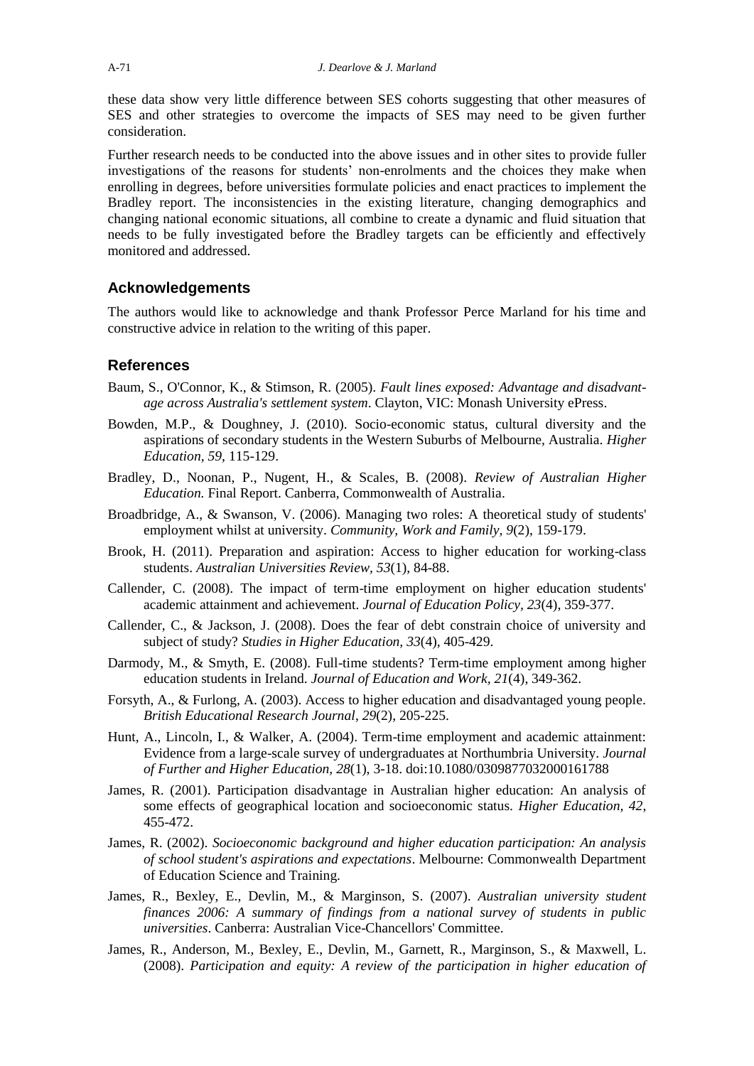these data show very little difference between SES cohorts suggesting that other measures of SES and other strategies to overcome the impacts of SES may need to be given further consideration.

Further research needs to be conducted into the above issues and in other sites to provide fuller investigations of the reasons for students' non-enrolments and the choices they make when enrolling in degrees, before universities formulate policies and enact practices to implement the Bradley report. The inconsistencies in the existing literature, changing demographics and changing national economic situations, all combine to create a dynamic and fluid situation that needs to be fully investigated before the Bradley targets can be efficiently and effectively monitored and addressed.

## Acknowledgements

The authors would like to acknowledge and thank Professor Perce Marland for his time and constructive advice in relation to the writing of this paper.

## References

Baum, S., O'Connor, K., & Stimson, R. (2005). *Fault lines exposed: Advantage and disadvantage across Australia's settlement system*. Clayton, VIC: Monash University ePress.

Bowden, M.P., & Doughney, J. (2010). Socio-economic status, cultural diversity and the aspirations of secondary students in the Western Suburbs of Melbourne, Australia. *Higher Education, 59*, 115-129.

Bradley, D., Noonan, P., Nugent, H., & Scales, B. (2008). *Review of Australian Higher Education.* Final Report. Canberra, Commonwealth of Australia.

Broadbridge, A., & Swanson, V. (2006). Managing two roles: A theoretical study of students' employment whilst at university. *Community, Work and Family, 9*(2), 159-179.

Brook, H. (2011). Preparation and aspiration: Access to higher education for working-class students. *Australian Universities Review, 53*(1), 84-88.

Callender, C. (2008). The impact of term-time employment on higher education students' academic attainment and achievement. *Journal of Education Policy, 23*(4), 359-377.

Callender, C., & Jackson, J. (2008). Does the fear of debt constrain choice of university and subject of study? *Studies in Higher Education, 33*(4), 405-429.

Darmody, M., & Smyth, E. (2008). Full-time students? Term-time employment among higher education students in Ireland. *Journal of Education and Work, 21*(4), 349-362.

Forsyth, A., & Furlong, A. (2003). Access to higher education and disadvantaged young people. *British Educational Research Journal*, *29*(2), 205-225.

Hunt, A., Lincoln, I., & Walker, A. (2004). Term-time employment and academic attainment: Evidence from a large-scale survey of undergraduates at Northumbria University. *Journal of Further and Higher Education, 28*(1), 3-18. doi:10.1080/0309877032000161788

James, R. (2001). Participation disadvantage in Australian higher education: An analysis of some effects of geographical location and socioeconomic status. *Higher Education, 42*, 455-472.

James, R. (2002). *Socioeconomic background and higher education participation: An analysis of school student's aspirations and expectations*. Melbourne: Commonwealth Department of Education Science and Training.

James, R., Bexley, E., Devlin, M., & Marginson, S. (2007). *Australian university student finances 2006: A summary of findings from a national survey of students in public universities*. Canberra: Australian Vice-Chancellors' Committee.

James, R., Anderson, M., Bexley, E., Devlin, M., Garnett, R., Marginson, S., & Maxwell, L. (2008). *Participation and equity: A review of the participation in higher education of*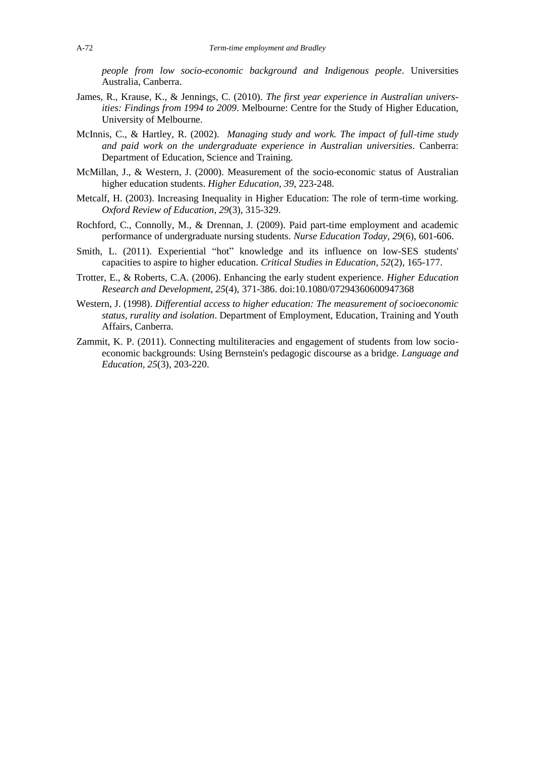*people from low socio-economic background and Indigenous people*. Universities Australia, Canberra.

James, R., Krause, K., & Jennings, C. (2010). *The first year experience in Australian universities: Findings from 1994 to 2009*. Melbourne: Centre for the Study of Higher Education, University of Melbourne.

McInnis, C., & Hartley, R. (2002). *Managing study and work. The impact of full-time study and paid work on the undergraduate experience in Australian universities*. Canberra: Department of Education, Science and Training.

McMillan, J., & Western, J. (2000). Measurement of the socio-economic status of Australian higher education students. *Higher Education, 39*, 223-248.

Metcalf, H. (2003). Increasing Inequality in Higher Education: The role of term-time working. *Oxford Review of Education, 29*(3), 315-329.

Rochford, C., Connolly, M., & Drennan, J. (2009). Paid part-time employment and academic performance of undergraduate nursing students. *Nurse Education Today, 29*(6), 601-606.

Smith, L. (2011). Experiential "hot" knowledge and its influence on low-SES students' capacities to aspire to higher education. *Critical Studies in Education, 52*(2), 165-177.

Trotter, E., & Roberts, C.A. (2006). Enhancing the early student experience. *Higher Education Research and Development, 25*(4), 371-386. doi:10.1080/07294360600947368

Western, J. (1998). *Differential access to higher education: The measurement of socioeconomic status, rurality and isolation*. Department of Employment, Education, Training and Youth Affairs, Canberra.

Zammit, K. P. (2011). Connecting multiliteracies and engagement of students from low socio-economic backgrounds: Using Bernstein's pedagogic discourse as a bridge. *Language and Education, 25*(3), 203-220.